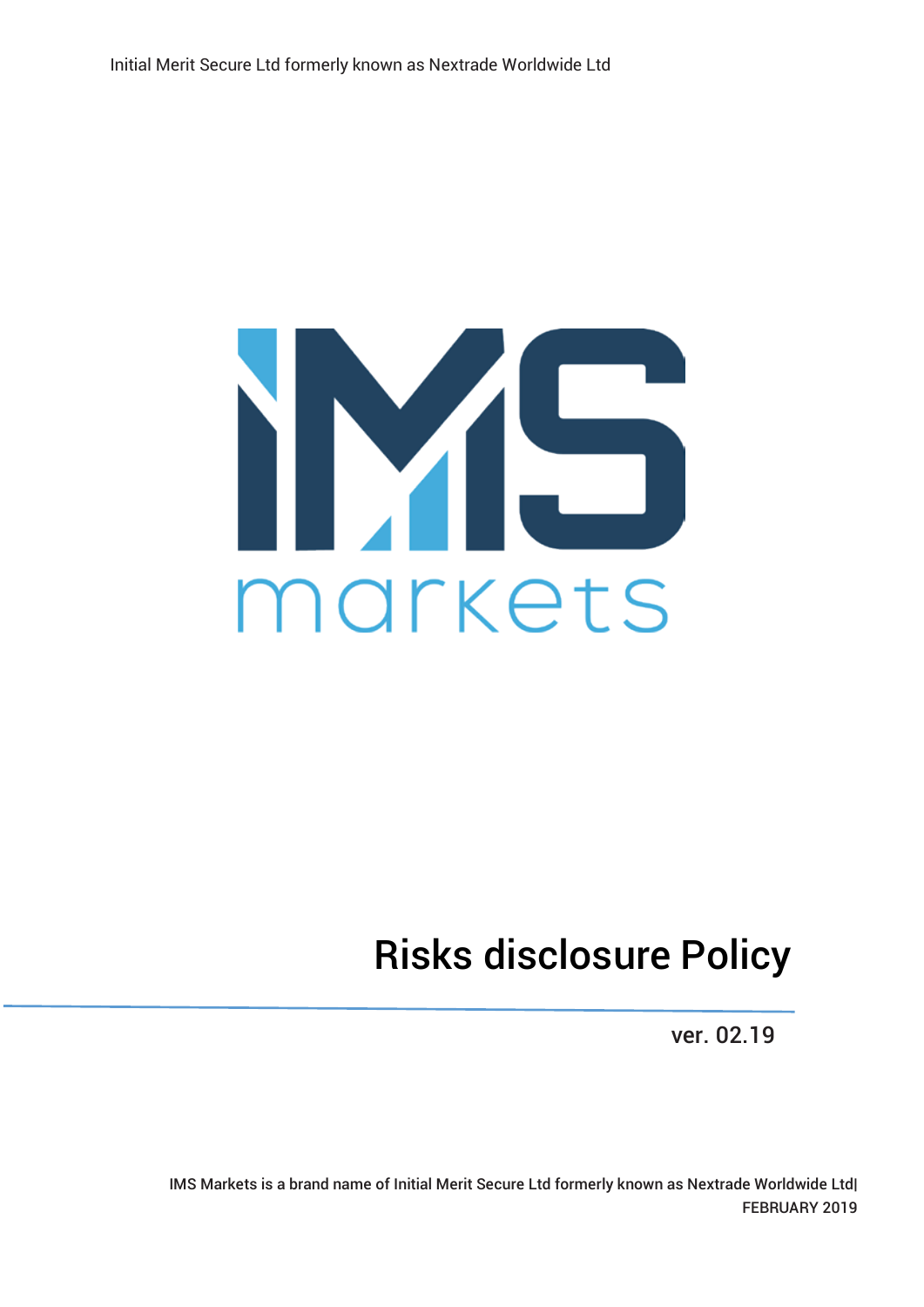Initial Merit Secure Ltd formerly known as Nextrade Worldwide Ltd

IMS markets

# Risks disclosure Policy

ver. 02.19

IMS Markets is a brand name of Initial Merit Secure Ltd formerly known as Nextrade Worldwide Ltd|
FEBRUARY 2019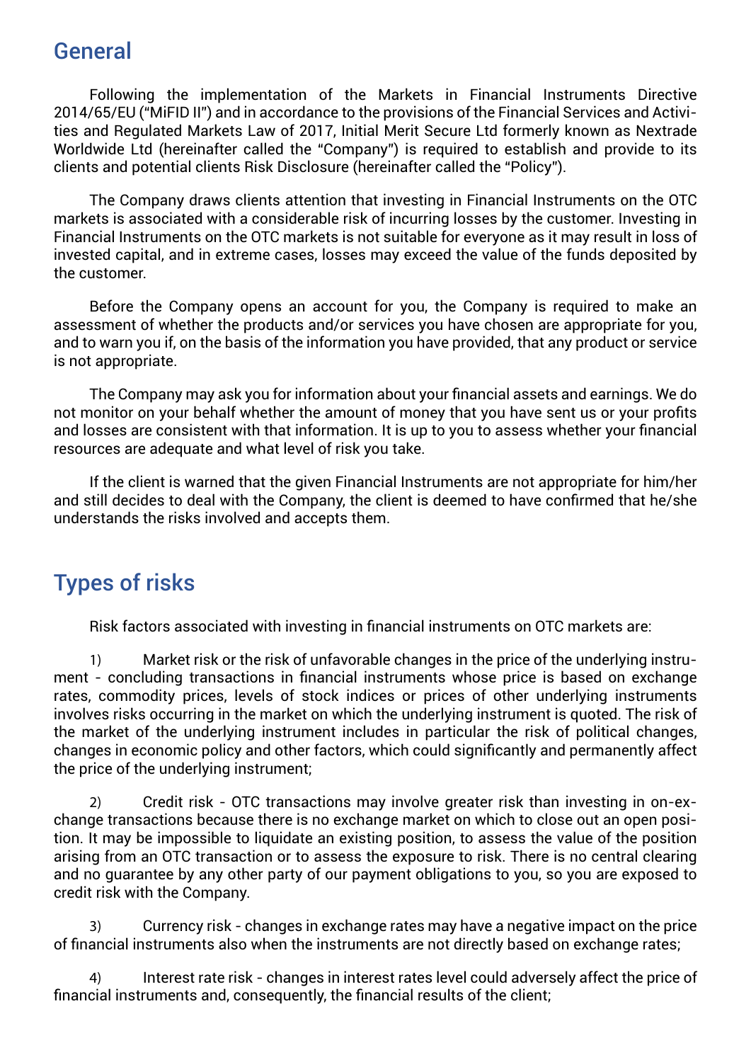## General

Following the implementation of the Markets in Financial Instruments Directive 2014/65/EU ("MiFID II") and in accordance to the provisions of the Financial Services and Activities and Regulated Markets Law of 2017, Initial Merit Secure Ltd formerly known as Nextrade Worldwide Ltd (hereinafter called the "Company") is required to establish and provide to its clients and potential clients Risk Disclosure (hereinafter called the "Policy").

The Company draws clients attention that investing in Financial Instruments on the OTC markets is associated with a considerable risk of incurring losses by the customer. Investing in Financial Instruments on the OTC markets is not suitable for everyone as it may result in loss of invested capital, and in extreme cases, losses may exceed the value of the funds deposited by the customer.

Before the Company opens an account for you, the Company is required to make an assessment of whether the products and/or services you have chosen are appropriate for you, and to warn you if, on the basis of the information you have provided, that any product or service is not appropriate.

The Company may ask you for information about your financial assets and earnings. We do not monitor on your behalf whether the amount of money that you have sent us or your profits and losses are consistent with that information. It is up to you to assess whether your financial resources are adequate and what level of risk you take.

If the client is warned that the given Financial Instruments are not appropriate for him/her and still decides to deal with the Company, the client is deemed to have confirmed that he/she understands the risks involved and accepts them.

## Types of risks

Risk factors associated with investing in financial instruments on OTC markets are:

1) Market risk or the risk of unfavorable changes in the price of the underlying instrument - concluding transactions in financial instruments whose price is based on exchange rates, commodity prices, levels of stock indices or prices of other underlying instruments involves risks occurring in the market on which the underlying instrument is quoted. The risk of the market of the underlying instrument includes in particular the risk of political changes, changes in economic policy and other factors, which could significantly and permanently affect the price of the underlying instrument;

2) Credit risk - OTC transactions may involve greater risk than investing in on-exchange transactions because there is no exchange market on which to close out an open position. It may be impossible to liquidate an existing position, to assess the value of the position arising from an OTC transaction or to assess the exposure to risk. There is no central clearing and no guarantee by any other party of our payment obligations to you, so you are exposed to credit risk with the Company.

3) Currency risk - changes in exchange rates may have a negative impact on the price of financial instruments also when the instruments are not directly based on exchange rates;

4) Interest rate risk - changes in interest rates level could adversely affect the price of financial instruments and, consequently, the financial results of the client;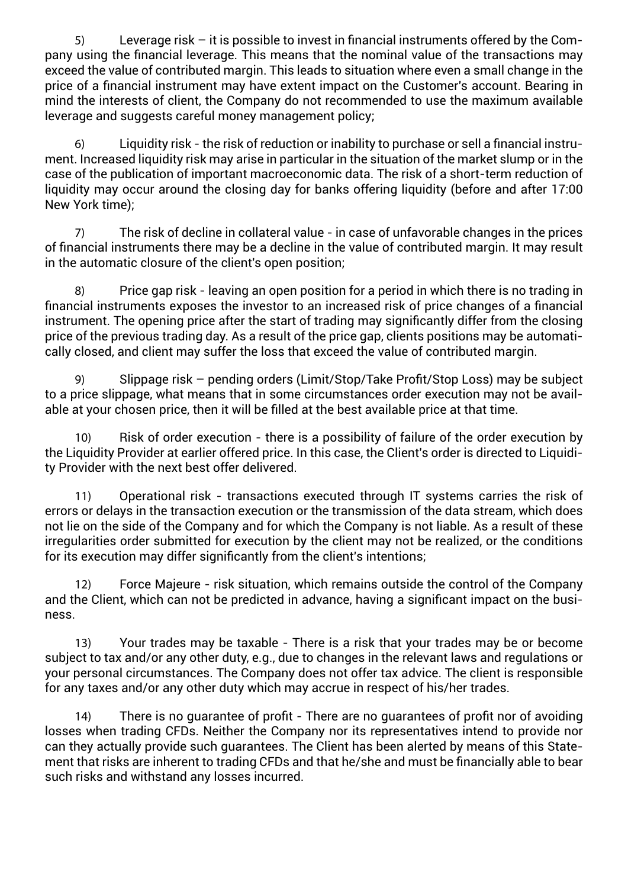5) Leverage risk – it is possible to invest in financial instruments offered by the Company using the financial leverage. This means that the nominal value of the transactions may exceed the value of contributed margin. This leads to situation where even a small change in the price of a financial instrument may have extent impact on the Customer's account. Bearing in mind the interests of client, the Company do not recommended to use the maximum available leverage and suggests careful money management policy;

6) Liquidity risk - the risk of reduction or inability to purchase or sell a financial instrument. Increased liquidity risk may arise in particular in the situation of the market slump or in the case of the publication of important macroeconomic data. The risk of a short-term reduction of liquidity may occur around the closing day for banks offering liquidity (before and after 17:00 New York time);

7) The risk of decline in collateral value - in case of unfavorable changes in the prices of financial instruments there may be a decline in the value of contributed margin. It may result in the automatic closure of the client's open position;

8) Price gap risk - leaving an open position for a period in which there is no trading in financial instruments exposes the investor to an increased risk of price changes of a financial instrument. The opening price after the start of trading may significantly differ from the closing price of the previous trading day. As a result of the price gap, clients positions may be automatically closed, and client may suffer the loss that exceed the value of contributed margin.

9) Slippage risk – pending orders (Limit/Stop/Take Profit/Stop Loss) may be subject to a price slippage, what means that in some circumstances order execution may not be available at your chosen price, then it will be filled at the best available price at that time.

10) Risk of order execution - there is a possibility of failure of the order execution by the Liquidity Provider at earlier offered price. In this case, the Client's order is directed to Liquidity Provider with the next best offer delivered.

11) Operational risk - transactions executed through IT systems carries the risk of errors or delays in the transaction execution or the transmission of the data stream, which does not lie on the side of the Company and for which the Company is not liable. As a result of these irregularities order submitted for execution by the client may not be realized, or the conditions for its execution may differ significantly from the client's intentions;

12) Force Majeure - risk situation, which remains outside the control of the Company and the Client, which can not be predicted in advance, having a significant impact on the business.

13) Your trades may be taxable - There is a risk that your trades may be or become subject to tax and/or any other duty, e.g., due to changes in the relevant laws and regulations or your personal circumstances. The Company does not offer tax advice. The client is responsible for any taxes and/or any other duty which may accrue in respect of his/her trades.

14) There is no guarantee of profit - There are no guarantees of profit nor of avoiding losses when trading CFDs. Neither the Company nor its representatives intend to provide nor can they actually provide such guarantees. The Client has been alerted by means of this Statement that risks are inherent to trading CFDs and that he/she and must be financially able to bear such risks and withstand any losses incurred.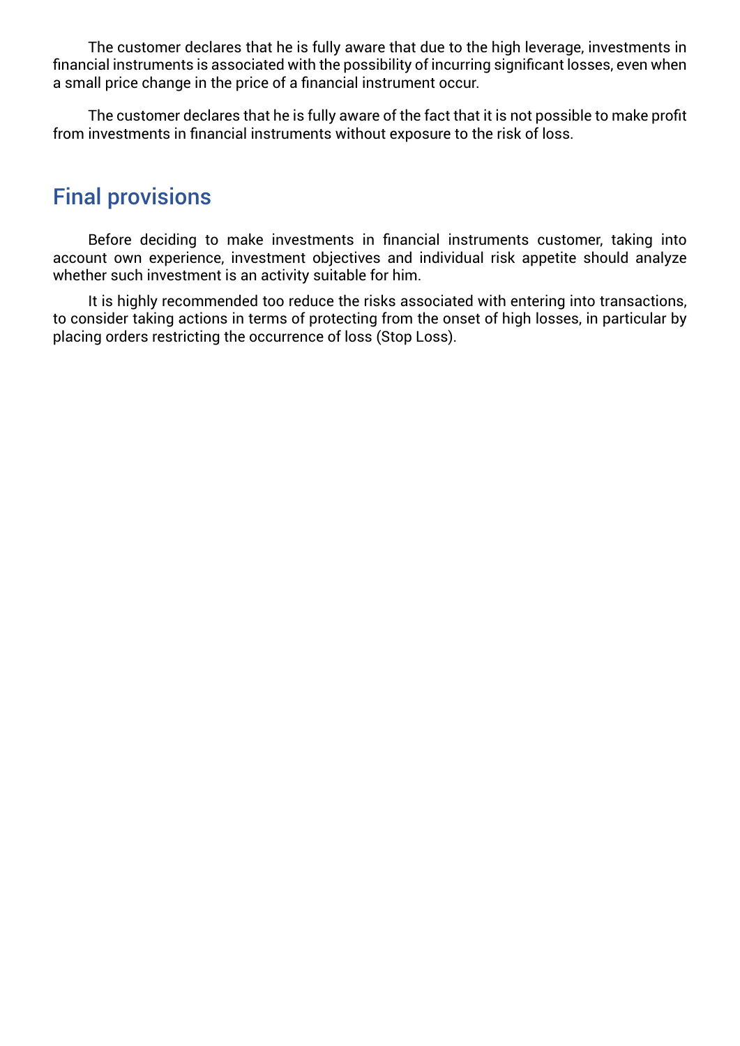The customer declares that he is fully aware that due to the high leverage, investments in financial instruments is associated with the possibility of incurring significant losses, even when a small price change in the price of a financial instrument occur.

The customer declares that he is fully aware of the fact that it is not possible to make profit from investments in financial instruments without exposure to the risk of loss.

## Final provisions

Before deciding to make investments in financial instruments customer, taking into account own experience, investment objectives and individual risk appetite should analyze whether such investment is an activity suitable for him.

It is highly recommended too reduce the risks associated with entering into transactions, to consider taking actions in terms of protecting from the onset of high losses, in particular by placing orders restricting the occurrence of loss (Stop Loss).